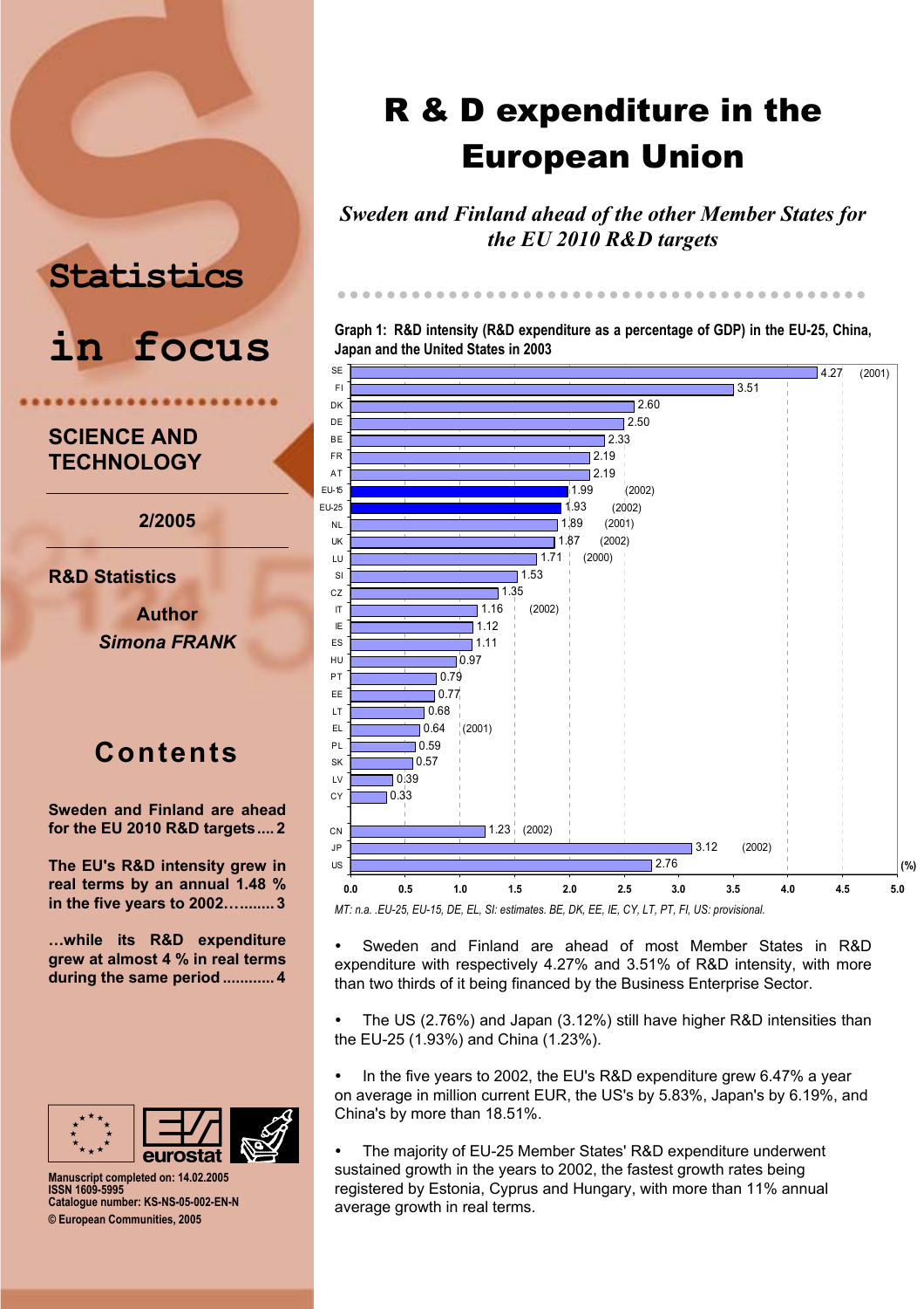Statistics in focus

SCIENCE AND TECHNOLOGY

2/2005

R&D Statistics

Author
*Simona FRANK*

## Contents

**Sweden and Finland are ahead for the EU 2010 R&D targets .... 2**

**The EU's R&D intensity grew in real terms by an annual 1.48 % in the five years to 2002…....... 3**

**…while its R&D expenditure grew at almost 4 % in real terms during the same period ........... 4**

Manuscript completed on: 14.02.2005
ISSN 1609-5995
Catalogue number: KS-NS-05-002-EN-N
© European Communities, 2005

# R & D expenditure in the European Union

*Sweden and Finland ahead of the other Member States for the EU 2010 R&D targets*

**Graph 1: R&D intensity (R&D expenditure as a percentage of GDP) in the EU-25, China, Japan and the United States in 2003**

| Country | R&D intensity (%) | Year (if not 2003) |
|---|---|---|
| SE | 4.27 | (2001) |
| FI | 3.51 | |
| DK | 2.60 | |
| DE | 2.50 | |
| BE | 2.33 | |
| FR | 2.19 | |
| AT | 2.19 | |
| EU-15 | 1.99 | (2002) |
| EU-25 | 1.93 | (2002) |
| NL | 1.89 | (2001) |
| UK | 1.87 | (2002) |
| LU | 1.71 | (2000) |
| SI | 1.53 | |
| CZ | 1.35 | |
| IT | 1.16 | (2002) |
| IE | 1.12 | |
| ES | 1.11 | |
| HU | 0.97 | |
| PT | 0.79 | |
| EE | 0.77 | |
| LT | 0.68 | |
| EL | 0.64 | (2001) |
| PL | 0.59 | |
| SK | 0.57 | |
| LV | 0.39 | |
| CY | 0.33 | |
| CN | 1.23 | (2002) |
| JP | 3.12 | (2002) |
| US | 2.76 | |

*MT: n.a. .EU-25, EU-15, DE, EL, SI: estimates. BE, DK, EE, IE, CY, LT, PT, FI, US: provisional.*

- Sweden and Finland are ahead of most Member States in R&D expenditure with respectively 4.27% and 3.51% of R&D intensity, with more than two thirds of it being financed by the Business Enterprise Sector.
- The US (2.76%) and Japan (3.12%) still have higher R&D intensities than the EU-25 (1.93%) and China (1.23%).
- In the five years to 2002, the EU's R&D expenditure grew 6.47% a year on average in million current EUR, the US's by 5.83%, Japan's by 6.19%, and China's by more than 18.51%.
- The majority of EU-25 Member States' R&D expenditure underwent sustained growth in the years to 2002, the fastest growth rates being registered by Estonia, Cyprus and Hungary, with more than 11% annual average growth in real terms.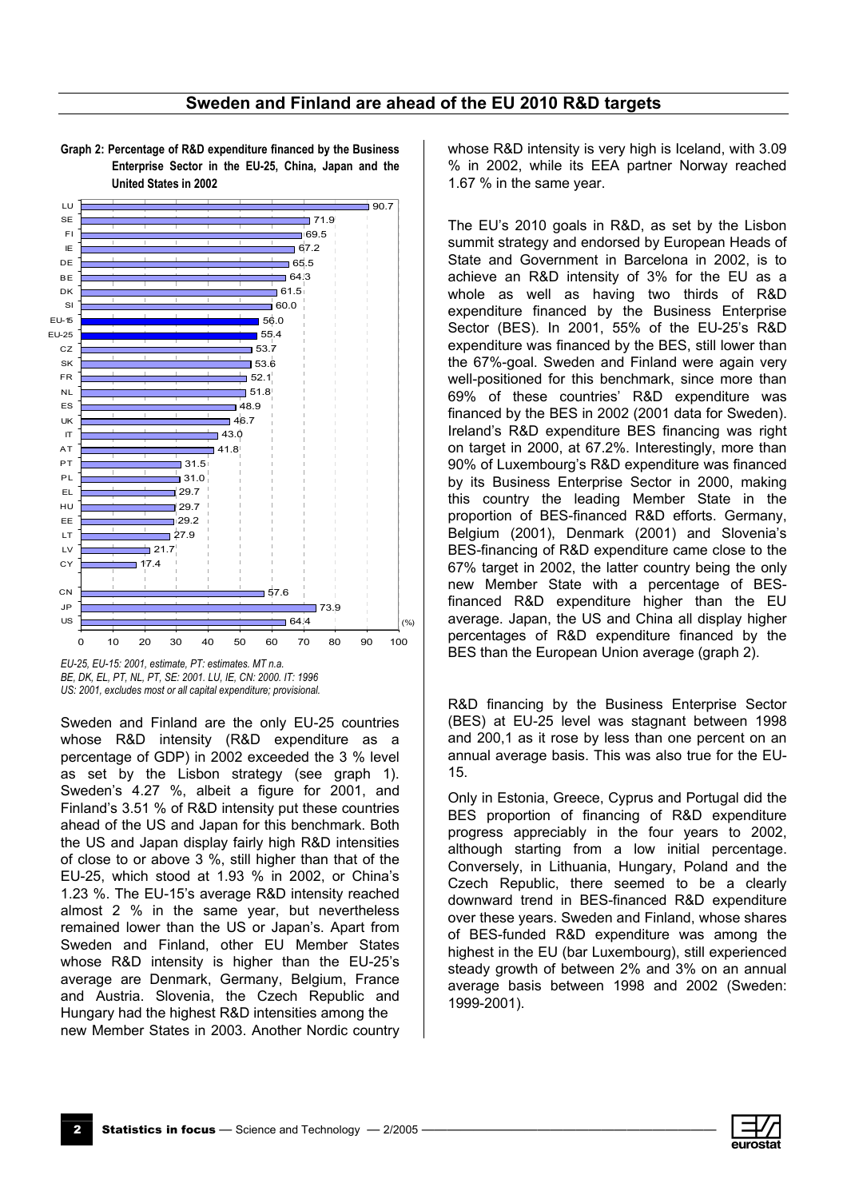## Sweden and Finland are ahead of the EU 2010 R&D targets

**Graph 2: Percentage of R&D expenditure financed by the Business Enterprise Sector in the EU-25, China, Japan and the United States in 2002**

| Country | (%) |
|---|---|
| LU | 90.7 |
| SE | 71.9 |
| FI | 69.5 |
| IE | 67.2 |
| DE | 65.5 |
| BE | 64.3 |
| DK | 61.5 |
| SI | 60.0 |
| EU-15 | 56.0 |
| EU-25 | 55.4 |
| CZ | 53.7 |
| SK | 53.6 |
| FR | 52.1 |
| NL | 51.8 |
| ES | 48.9 |
| UK | 46.7 |
| IT | 43.0 |
| AT | 41.8 |
| PT | 31.5 |
| PL | 31.0 |
| EL | 29.7 |
| HU | 29.7 |
| EE | 29.2 |
| LT | 27.9 |
| LV | 21.7 |
| CY | 17.4 |
| CN | 57.6 |
| JP | 73.9 |
| US | 64.4 |

*EU-25, EU-15: 2001, estimate, PT: estimates. MT n.a.*
*BE, DK, EL, PT, NL, PT, SE: 2001. LU, IE, CN: 2000. IT: 1996*
*US: 2001, excludes most or all capital expenditure; provisional.*

Sweden and Finland are the only EU-25 countries whose R&D intensity (R&D expenditure as a percentage of GDP) in 2002 exceeded the 3 % level as set by the Lisbon strategy (see graph 1). Sweden's 4.27 %, albeit a figure for 2001, and Finland's 3.51 % of R&D intensity put these countries ahead of the US and Japan for this benchmark. Both the US and Japan display fairly high R&D intensities of close to or above 3 %, still higher than that of the EU-25, which stood at 1.93 % in 2002, or China's 1.23 %. The EU-15's average R&D intensity reached almost 2 % in the same year, but nevertheless remained lower than the US or Japan's. Apart from Sweden and Finland, other EU Member States whose R&D intensity is higher than the EU-25's average are Denmark, Germany, Belgium, France and Austria. Slovenia, the Czech Republic and Hungary had the highest R&D intensities among the new Member States in 2003. Another Nordic country whose R&D intensity is very high is Iceland, with 3.09 % in 2002, while its EEA partner Norway reached 1.67 % in the same year.

The EU's 2010 goals in R&D, as set by the Lisbon summit strategy and endorsed by European Heads of State and Government in Barcelona in 2002, is to achieve an R&D intensity of 3% for the EU as a whole as well as having two thirds of R&D expenditure financed by the Business Enterprise Sector (BES). In 2001, 55% of the EU-25's R&D expenditure was financed by the BES, still lower than the 67%-goal. Sweden and Finland were again very well-positioned for this benchmark, since more than 69% of these countries' R&D expenditure was financed by the BES in 2002 (2001 data for Sweden). Ireland's R&D expenditure BES financing was right on target in 2000, at 67.2%. Interestingly, more than 90% of Luxembourg's R&D expenditure was financed by its Business Enterprise Sector in 2000, making this country the leading Member State in the proportion of BES-financed R&D efforts. Germany, Belgium (2001), Denmark (2001) and Slovenia's BES-financing of R&D expenditure came close to the 67% target in 2002, the latter country being the only new Member State with a percentage of BES-financed R&D expenditure higher than the EU average. Japan, the US and China all display higher percentages of R&D expenditure financed by the BES than the European Union average (graph 2).

R&D financing by the Business Enterprise Sector (BES) at EU-25 level was stagnant between 1998 and 200,1 as it rose by less than one percent on an annual average basis. This was also true for the EU-15.

Only in Estonia, Greece, Cyprus and Portugal did the BES proportion of financing of R&D expenditure progress appreciably in the four years to 2002, although starting from a low initial percentage. Conversely, in Lithuania, Hungary, Poland and the Czech Republic, there seemed to be a clearly downward trend in BES-financed R&D expenditure over these years. Sweden and Finland, whose shares of BES-funded R&D expenditure was among the highest in the EU (bar Luxembourg), still experienced steady growth of between 2% and 3% on an annual average basis between 1998 and 2002 (Sweden: 1999-2001).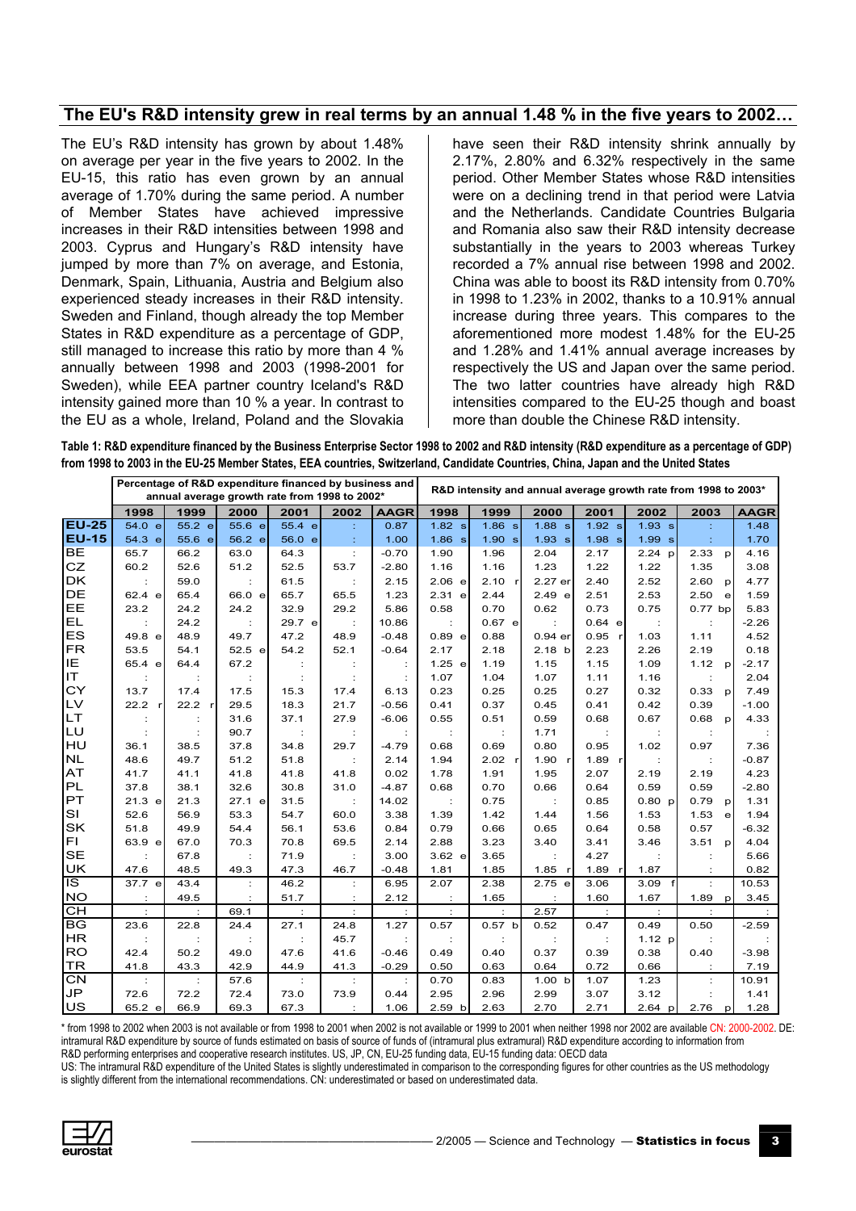## The EU's R&D intensity grew in real terms by an annual 1.48 % in the five years to 2002…

The EU's R&D intensity has grown by about 1.48% on average per year in the five years to 2002. In the EU-15, this ratio has even grown by an annual average of 1.70% during the same period. A number of Member States have achieved impressive increases in their R&D intensities between 1998 and 2003. Cyprus and Hungary's R&D intensity have jumped by more than 7% on average, and Estonia, Denmark, Spain, Lithuania, Austria and Belgium also experienced steady increases in their R&D intensity. Sweden and Finland, though already the top Member States in R&D expenditure as a percentage of GDP, still managed to increase this ratio by more than 4 % annually between 1998 and 2003 (1998-2001 for Sweden), while EEA partner country Iceland's R&D intensity gained more than 10 % a year. In contrast to the EU as a whole, Ireland, Poland and the Slovakia have seen their R&D intensity shrink annually by 2.17%, 2.80% and 6.32% respectively in the same period. Other Member States whose R&D intensities were on a declining trend in that period were Latvia and the Netherlands. Candidate Countries Bulgaria and Romania also saw their R&D intensity decrease substantially in the years to 2003 whereas Turkey recorded a 7% annual rise between 1998 and 2002. China was able to boost its R&D intensity from 0.70% in 1998 to 1.23% in 2002, thanks to a 10.91% annual increase during three years. This compares to the aforementioned more modest 1.48% for the EU-25 and 1.28% and 1.41% annual average increases by respectively the US and Japan over the same period. The two latter countries have already high R&D intensities compared to the EU-25 though and boast more than double the Chinese R&D intensity.

**Table 1: R&D expenditure financed by the Business Enterprise Sector 1998 to 2002 and R&D intensity (R&D expenditure as a percentage of GDP) from 1998 to 2003 in the EU-25 Member States, EEA countries, Switzerland, Candidate Countries, China, Japan and the United States**

| | Percentage of R&D expenditure financed by business and annual average growth rate from 1998 to 2002* | | | | | | R&D intensity and annual average growth rate from 1998 to 2003* | | | | | | |
|---|---|---|---|---|---|---|---|---|---|---|---|---|---|
| | 1998 | 1999 | 2000 | 2001 | 2002 | AAGR | 1998 | 1999 | 2000 | 2001 | 2002 | 2003 | AAGR |
| EU-25 | 54.0 e | 55.2 e | 55.6 e | 55.4 e | : | 0.87 | 1.82 s | 1.86 s | 1.88 s | 1.92 s | 1.93 s | : | 1.48 |
| EU-15 | 54.3 e | 55.6 e | 56.2 e | 56.0 e | : | 1.00 | 1.86 s | 1.90 s | 1.93 s | 1.98 s | 1.99 s | : | 1.70 |
| BE | 65.7 | 66.2 | 63.0 | 64.3 | : | -0.70 | 1.90 | 1.96 | 2.04 | 2.17 | 2.24 p | 2.33 p | 4.16 |
| CZ | 60.2 | 52.6 | 51.2 | 52.5 | 53.7 | -2.80 | 1.16 | 1.16 | 1.23 | 1.22 | 1.22 | 1.35 | 3.08 |
| DK | : | 59.0 | : | 61.5 | : | 2.15 | 2.06 e | 2.10 r | 2.27 er | 2.40 | 2.52 | 2.60 p | 4.77 |
| DE | 62.4 e | 65.4 | 66.0 e | 65.7 | 65.5 | 1.23 | 2.31 e | 2.44 | 2.49 e | 2.51 | 2.53 | 2.50 e | 1.59 |
| EE | 23.2 | 24.2 | 24.2 | 32.9 | 29.2 | 5.86 | 0.58 | 0.70 | 0.62 | 0.73 | 0.75 | 0.77 bp | 5.83 |
| EL | : | 24.2 | : | 29.7 e | : | 10.86 | : | 0.67 e | : | 0.64 e | : | : | -2.26 |
| ES | 49.8 e | 48.9 | 49.7 | 47.2 | 48.9 | -0.48 | 0.89 e | 0.88 | 0.94 er | 0.95 r | 1.03 | 1.11 | 4.52 |
| FR | 53.5 | 54.1 | 52.5 e | 54.2 | 52.1 | -0.64 | 2.17 | 2.18 | 2.18 b | 2.23 | 2.26 | 2.19 | 0.18 |
| IE | 65.4 e | 64.4 | 67.2 | : | : | : | 1.25 e | 1.19 | 1.15 | 1.15 | 1.09 | 1.12 p | -2.17 |
| IT | : | : | : | : | : | : | 1.07 | 1.04 | 1.07 | 1.11 | 1.16 | : | 2.04 |
| CY | 13.7 | 17.4 | 17.5 | 15.3 | 17.4 | 6.13 | 0.23 | 0.25 | 0.25 | 0.27 | 0.32 | 0.33 p | 7.49 |
| LV | 22.2 r | 22.2 r | 29.5 | 18.3 | 21.7 | -0.56 | 0.41 | 0.37 | 0.45 | 0.41 | 0.42 | 0.39 | -1.00 |
| LT | : | : | 31.6 | 37.1 | 27.9 | -6.06 | 0.55 | 0.51 | 0.59 | 0.68 | 0.67 | 0.68 p | 4.33 |
| LU | : | : | 90.7 | : | : | : | : | : | 1.71 | : | : | : | : |
| HU | 36.1 | 38.5 | 37.8 | 34.8 | 29.7 | -4.79 | 0.68 | 0.69 | 0.80 | 0.95 | 1.02 | 0.97 | 7.36 |
| NL | 48.6 | 49.7 | 51.2 | 51.8 | : | 2.14 | 1.94 | 2.02 r | 1.90 r | 1.89 r | : | : | -0.87 |
| AT | 41.7 | 41.1 | 41.8 | 41.8 | 41.8 | 0.02 | 1.78 | 1.91 | 1.95 | 2.07 | 2.19 | 2.19 | 4.23 |
| PL | 37.8 | 38.1 | 32.6 | 30.8 | 31.0 | -4.87 | 0.68 | 0.70 | 0.66 | 0.64 | 0.59 | 0.59 | -2.80 |
| PT | 21.3 e | 21.3 | 27.1 e | 31.5 | : | 14.02 | : | 0.75 | : | 0.85 | 0.80 p | 0.79 p | 1.31 |
| SI | 52.6 | 56.9 | 53.3 | 54.7 | 60.0 | 3.38 | 1.39 | 1.42 | 1.44 | 1.56 | 1.53 | 1.53 e | 1.94 |
| SK | 51.8 | 49.9 | 54.4 | 56.1 | 53.6 | 0.84 | 0.79 | 0.66 | 0.65 | 0.64 | 0.58 | 0.57 | -6.32 |
| FI | 63.9 e | 67.0 | 70.3 | 70.8 | 69.5 | 2.14 | 2.88 | 3.23 | 3.40 | 3.41 | 3.46 | 3.51 p | 4.04 |
| SE | : | 67.8 | : | 71.9 | : | 3.00 | 3.62 e | 3.65 | : | 4.27 | : | : | 5.66 |
| UK | 47.6 | 48.5 | 49.3 | 47.3 | 46.7 | -0.48 | 1.81 | 1.85 | 1.85 r | 1.89 r | 1.87 | : | 0.82 |
| IS | 37.7 e | 43.4 | : | 46.2 | : | 6.95 | 2.07 | 2.38 | 2.75 e | 3.06 | 3.09 f | : | 10.53 |
| NO | : | 49.5 | : | 51.7 | : | 2.12 | : | 1.65 | : | 1.60 | 1.67 | 1.89 p | 3.45 |
| CH | : | : | 69.1 | : | : | : | : | : | 2.57 | : | : | : | : |
| BG | 23.6 | 22.8 | 24.4 | 27.1 | 24.8 | 1.27 | 0.57 | 0.57 b | 0.52 | 0.47 | 0.49 | 0.50 | -2.59 |
| HR | : | : | : | : | 45.7 | : | : | : | : | : | 1.12 p | : | : |
| RO | 42.4 | 50.2 | 49.0 | 47.6 | 41.6 | -0.46 | 0.49 | 0.40 | 0.37 | 0.39 | 0.38 | 0.40 | -3.98 |
| TR | 41.8 | 43.3 | 42.9 | 44.9 | 41.3 | -0.29 | 0.50 | 0.63 | 0.64 | 0.72 | 0.66 | : | 7.19 |
| CN | : | : | 57.6 | : | : | : | 0.70 | 0.83 | 1.00 b | 1.07 | 1.23 | : | 10.91 |
| JP | 72.6 | 72.2 | 72.4 | 73.0 | 73.9 | 0.44 | 2.95 | 2.96 | 2.99 | 3.07 | 3.12 | : | 1.41 |
| US | 65.2 e | 66.9 | 69.3 | 67.3 | : | 1.06 | 2.59 b | 2.63 | 2.70 | 2.71 | 2.64 p | 2.76 p | 1.28 |

\* from 1998 to 2002 when 2003 is not available or from 1998 to 2001 when 2002 is not available or 1999 to 2001 when neither 1998 nor 2002 are available CN: 2000-2002. DE: intramural R&D expenditure by source of funds estimated on basis of source of funds of (intramural plus extramural) R&D expenditure according to information from R&D performing enterprises and cooperative research institutes. US, JP, CN, EU-25 funding data, EU-15 funding data: OECD data

US: The intramural R&D expenditure of the United States is slightly underestimated in comparison to the corresponding figures for other countries as the US methodology is slightly different from the international recommendations. CN: underestimated or based on underestimated data.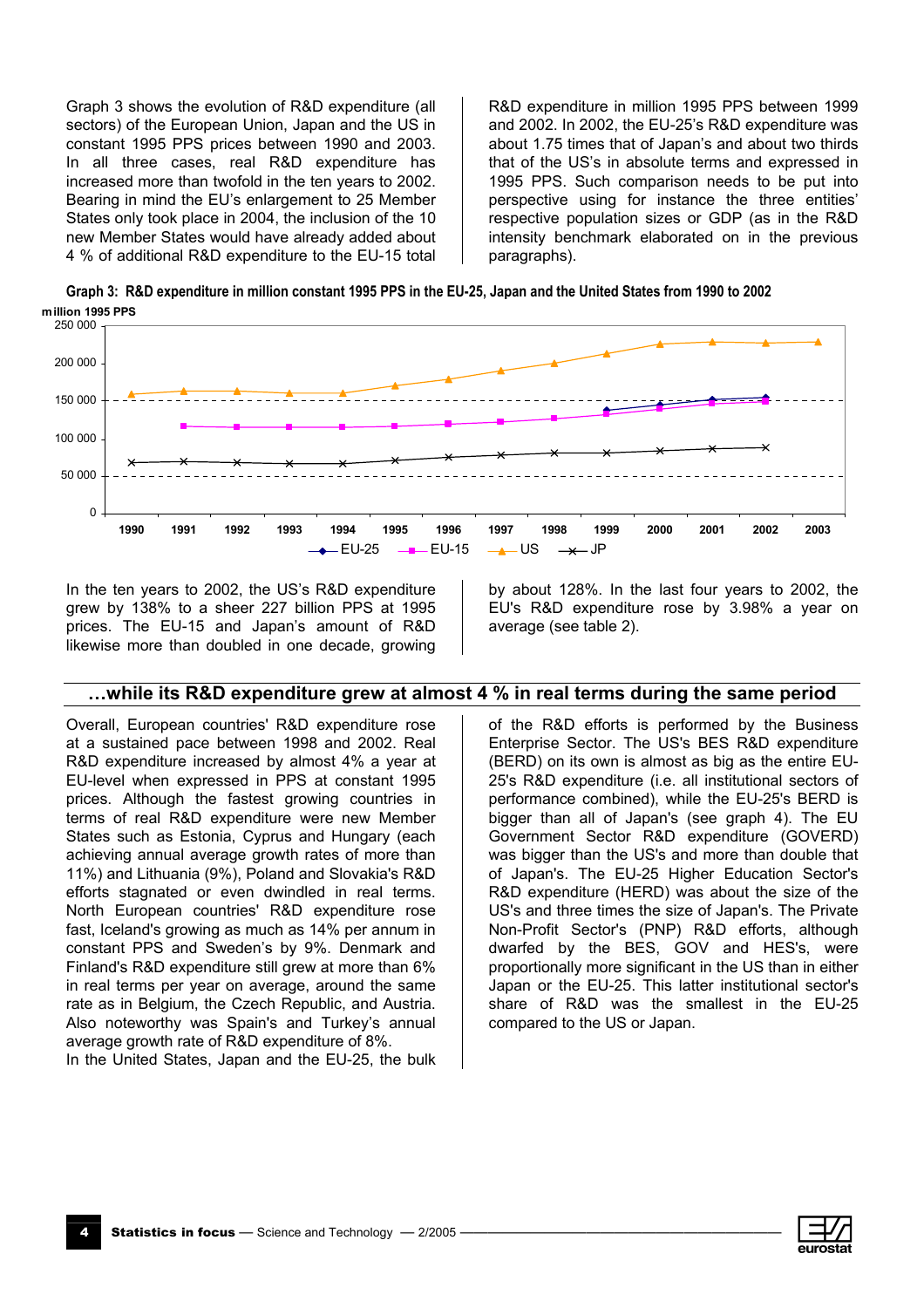Graph 3 shows the evolution of R&D expenditure (all sectors) of the European Union, Japan and the US in constant 1995 PPS prices between 1990 and 2003. In all three cases, real R&D expenditure has increased more than twofold in the ten years to 2002. Bearing in mind the EU's enlargement to 25 Member States only took place in 2004, the inclusion of the 10 new Member States would have already added about 4 % of additional R&D expenditure to the EU-15 total R&D expenditure in million 1995 PPS between 1999 and 2002. In 2002, the EU-25's R&D expenditure was about 1.75 times that of Japan's and about two thirds that of the US's in absolute terms and expressed in 1995 PPS. Such comparison needs to be put into perspective using for instance the three entities' respective population sizes or GDP (as in the R&D intensity benchmark elaborated on in the previous paragraphs).

**Graph 3: R&D expenditure in million constant 1995 PPS in the EU-25, Japan and the United States from 1990 to 2002**

In the ten years to 2002, the US's R&D expenditure grew by 138% to a sheer 227 billion PPS at 1995 prices. The EU-15 and Japan's amount of R&D likewise more than doubled in one decade, growing by about 128%. In the last four years to 2002, the EU's R&D expenditure rose by 3.98% a year on average (see table 2).

## …while its R&D expenditure grew at almost 4 % in real terms during the same period

Overall, European countries' R&D expenditure rose at a sustained pace between 1998 and 2002. Real R&D expenditure increased by almost 4% a year at EU-level when expressed in PPS at constant 1995 prices. Although the fastest growing countries in terms of real R&D expenditure were new Member States such as Estonia, Cyprus and Hungary (each achieving annual average growth rates of more than 11%) and Lithuania (9%), Poland and Slovakia's R&D efforts stagnated or even dwindled in real terms. North European countries' R&D expenditure rose fast, Iceland's growing as much as 14% per annum in constant PPS and Sweden's by 9%. Denmark and Finland's R&D expenditure still grew at more than 6% in real terms per year on average, around the same rate as in Belgium, the Czech Republic, and Austria. Also noteworthy was Spain's and Turkey's annual average growth rate of R&D expenditure of 8%.

In the United States, Japan and the EU-25, the bulk of the R&D efforts is performed by the Business Enterprise Sector. The US's BES R&D expenditure (BERD) on its own is almost as big as the entire EU-25's R&D expenditure (i.e. all institutional sectors of performance combined), while the EU-25's BERD is bigger than all of Japan's (see graph 4). The EU Government Sector R&D expenditure (GOVERD) was bigger than the US's and more than double that of Japan's. The EU-25 Higher Education Sector's R&D expenditure (HERD) was about the size of the US's and three times the size of Japan's. The Private Non-Profit Sector's (PNP) R&D efforts, although dwarfed by the BES, GOV and HES's, were proportionally more significant in the US than in either Japan or the EU-25. This latter institutional sector's share of R&D was the smallest in the EU-25 compared to the US or Japan.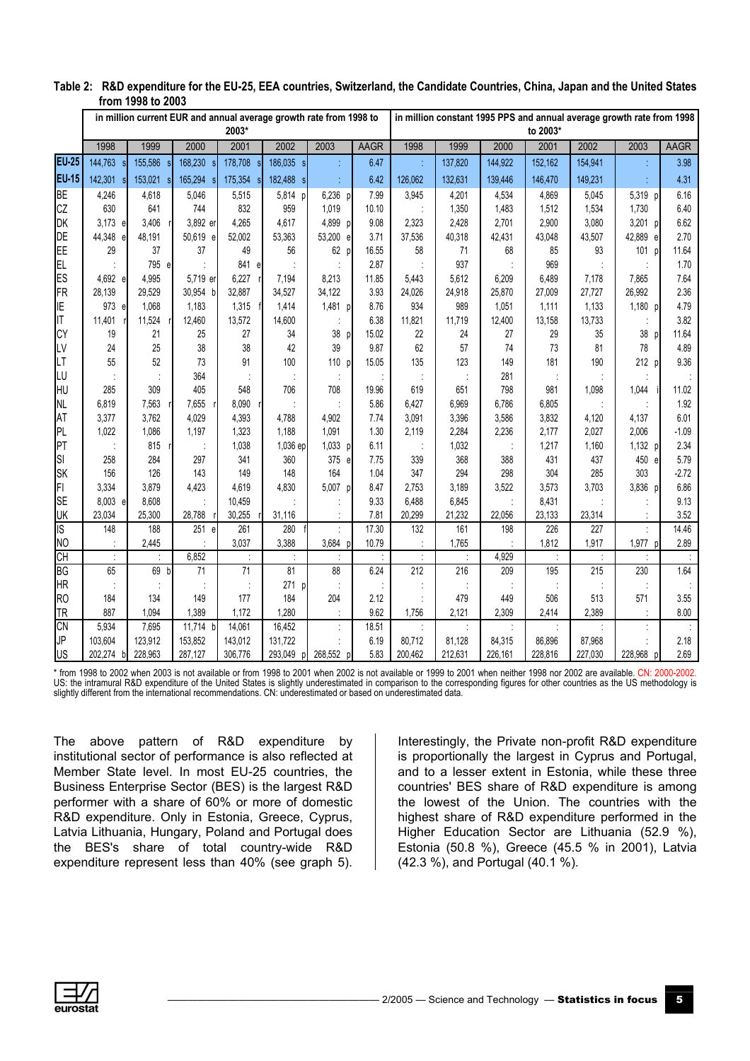**Table 2: R&D expenditure for the EU-25, EEA countries, Switzerland, the Candidate Countries, China, Japan and the United States from 1998 to 2003**

| | in million current EUR and annual average growth rate from 1998 to 2003* | | | | | | | in million constant 1995 PPS and annual average growth rate from 1998 to 2003* | | | | | | |
|---|---|---|---|---|---|---|---|---|---|---|---|---|---|---|
| | 1998 | 1999 | 2000 | 2001 | 2002 | 2003 | AAGR | 1998 | 1999 | 2000 | 2001 | 2002 | 2003 | AAGR |
| **EU-25** | 144,763 s | 155,586 s | 168,230 s | 178,708 s | 186,035 s | : | 6.47 | : | 137,820 | 144,922 | 152,162 | 154,941 | : | 3.98 |
| **EU-15** | 142,301 s | 153,021 s | 165,294 s | 175,354 s | 182,488 s | : | 6.42 | 126,062 | 132,631 | 139,446 | 146,470 | 149,231 | : | 4.31 |
| BE | 4,246 | 4,618 | 5,046 | 5,515 | 5,814 p | 6,236 p | 7.99 | 3,945 | 4,201 | 4,534 | 4,869 | 5,045 | 5,319 p | 6.16 |
| CZ | 630 | 641 | 744 | 832 | 959 | 1,019 | 10.10 | : | 1,350 | 1,483 | 1,512 | 1,534 | 1,730 | 6.40 |
| DK | 3,173 e | 3,406 r | 3,892 er | 4,265 | 4,617 | 4,899 p | 9.08 | 2,323 | 2,428 | 2,701 | 2,900 | 3,080 | 3,201 p | 6.62 |
| DE | 44,348 e | 48,191 | 50,619 e | 52,002 | 53,363 | 53,200 e | 3.71 | 37,536 | 40,318 | 42,431 | 43,048 | 43,507 | 42,889 e | 2.70 |
| EE | 29 | 37 | 37 | 49 | 56 | 62 p | 16.55 | 58 | 71 | 68 | 85 | 93 | 101 p | 11.64 |
| EL | : | 795 e | : | 841 e | : | : | 2.87 | : | 937 | : | 969 | : | : | 1.70 |
| ES | 4,692 e | 4,995 | 5,719 er | 6,227 r | 7,194 | 8,213 | 11.85 | 5,443 | 5,612 | 6,209 | 6,489 | 7,178 | 7,865 | 7.64 |
| FR | 28,139 | 29,529 | 30,954 b | 32,887 | 34,527 | 34,122 | 3.93 | 24,026 | 24,918 | 25,870 | 27,009 | 27,727 | 26,992 | 2.36 |
| IE | 973 e | 1,068 | 1,183 | 1,315 f | 1,414 | 1,481 p | 8.76 | 934 | 989 | 1,051 | 1,111 | 1,133 | 1,180 p | 4.79 |
| IT | 11,401 r | 11,524 r | 12,460 | 13,572 | 14,600 | : | 6.38 | 11,821 | 11,719 | 12,400 | 13,158 | 13,733 | : | 3.82 |
| CY | 19 | 21 | 25 | 27 | 34 | 38 p | 15.02 | 22 | 24 | 27 | 29 | 35 | 38 p | 11.64 |
| LV | 24 | 25 | 38 | 38 | 42 | 39 | 9.87 | 62 | 57 | 74 | 73 | 81 | 78 | 4.89 |
| LT | 55 | 52 | 73 | 91 | 100 | 110 p | 15.05 | 135 | 123 | 149 | 181 | 190 | 212 p | 9.36 |
| LU | : | : | 364 | : | : | : | : | : | : | 281 | : | : | : | : |
| HU | 285 | 309 | 405 | 548 | 706 | 708 | 19.96 | 619 | 651 | 798 | 981 | 1,098 | 1,044 i | 11.02 |
| NL | 6,819 | 7,563 r | 7,655 r | 8,090 r | : | : | 5.86 | 6,427 | 6,969 | 6,786 | 6,805 | : | : | 1.92 |
| AT | 3,377 | 3,762 | 4,029 | 4,393 | 4,788 | 4,902 | 7.74 | 3,091 | 3,396 | 3,586 | 3,832 | 4,120 | 4,137 | 6.01 |
| PL | 1,022 | 1,086 | 1,197 | 1,323 | 1,188 | 1,091 | 1.30 | 2,119 | 2,284 | 2,236 | 2,177 | 2,027 | 2,006 | -1.09 |
| PT | : | 815 r | : | 1,038 | 1,036 ep | 1,033 p | 6.11 | : | 1,032 | : | 1,217 | 1,160 | 1,132 p | 2.34 |
| SI | 258 | 284 | 297 | 341 | 360 | 375 e | 7.75 | 339 | 368 | 388 | 431 | 437 | 450 e | 5.79 |
| SK | 156 | 126 | 143 | 149 | 148 | 164 | 1.04 | 347 | 294 | 298 | 304 | 285 | 303 | -2.72 |
| FI | 3,334 | 3,879 | 4,423 | 4,619 | 4,830 | 5,007 p | 8.47 | 2,753 | 3,189 | 3,522 | 3,573 | 3,703 | 3,836 p | 6.86 |
| SE | 8,003 e | 8,608 | : | 10,459 | : | : | 9.33 | 6,488 | 6,845 | : | 8,431 | : | : | 9.13 |
| UK | 23,034 | 25,300 | 28,788 r | 30,255 r | 31,116 | : | 7.81 | 20,299 | 21,232 | 22,056 | 23,133 | 23,314 | : | 3.52 |
| IS | 148 | 188 | 251 e | 261 | 280 f | : | 17.30 | 132 | 161 | 198 | 226 | 227 | : | 14.46 |
| NO | : | 2,445 | : | 3,037 | 3,388 | 3,684 p | 10.79 | : | 1,765 | : | 1,812 | 1,917 | 1,977 p | 2.89 |
| CH | : | : | 6,852 | : | : | : | : | : | : | 4,929 | : | : | : | : |
| BG | 65 | 69 b | 71 | 71 | 81 | 88 | 6.24 | 212 | 216 | 209 | 195 | 215 | 230 | 1.64 |
| HR | : | : | : | : | 271 p | : | : | : | : | : | : | : | : | : |
| RO | 184 | 134 | 149 | 177 | 184 | 204 | 2.12 | : | 479 | 449 | 506 | 513 | 571 | 3.55 |
| TR | 887 | 1,094 | 1,389 | 1,172 | 1,280 | : | 9.62 | 1,756 | 2,121 | 2,309 | 2,414 | 2,389 | : | 8.00 |
| CN | 5,934 | 7,695 | 11,714 b | 14,061 | 16,452 | : | 18.51 | : | : | : | : | : | : | : |
| JP | 103,604 | 123,912 | 153,852 | 143,012 | 131,722 | : | 6.19 | 80,712 | 81,128 | 84,315 | 86,896 | 87,968 | : | 2.18 |
| US | 202,274 b | 228,963 | 287,127 | 306,776 | 293,049 p | 268,552 p | 5.83 | 200,462 | 212,631 | 226,161 | 228,816 | 227,030 | 228,968 p | 2.69 |

* from 1998 to 2002 when 2003 is not available or from 1998 to 2001 when 2002 is not available or 1999 to 2001 when neither 1998 nor 2002 are available. CN: 2000-2002. US: the intramural R&D expenditure of the United States is slightly underestimated in comparison to the corresponding figures for other countries as the US methodology is slightly different from the international recommendations. CN: underestimated or based on underestimated data.

The above pattern of R&D expenditure by institutional sector of performance is also reflected at Member State level. In most EU-25 countries, the Business Enterprise Sector (BES) is the largest R&D performer with a share of 60% or more of domestic R&D expenditure. Only in Estonia, Greece, Cyprus, Latvia Lithuania, Hungary, Poland and Portugal does the BES's share of total country-wide R&D expenditure represent less than 40% (see graph 5).

Interestingly, the Private non-profit R&D expenditure is proportionally the largest in Cyprus and Portugal, and to a lesser extent in Estonia, while these three countries' BES share of R&D expenditure is among the lowest of the Union. The countries with the highest share of R&D expenditure performed in the Higher Education Sector are Lithuania (52.9 %), Estonia (50.8 %), Greece (45.5 % in 2001), Latvia (42.3 %), and Portugal (40.1 %).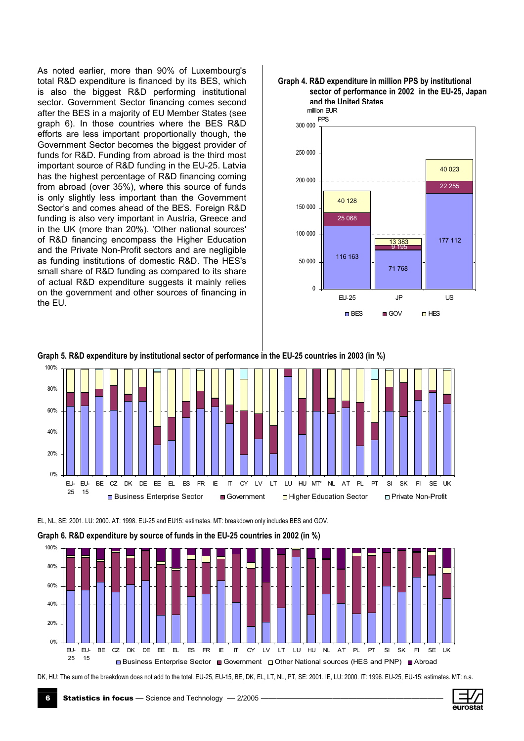As noted earlier, more than 90% of Luxembourg's total R&D expenditure is financed by its BES, which is also the biggest R&D performing institutional sector. Government Sector financing comes second after the BES in a majority of EU Member States (see graph 6). In those countries where the BES R&D efforts are less important proportionally though, the Government Sector becomes the biggest provider of funds for R&D. Funding from abroad is the third most important source of R&D funding in the EU-25. Latvia has the highest percentage of R&D financing coming from abroad (over 35%), where this source of funds is only slightly less important than the Government Sector's and comes ahead of the BES. Foreign R&D funding is also very important in Austria, Greece and in the UK (more than 20%). 'Other national sources' of R&D financing encompass the Higher Education and the Private Non-Profit sectors and are negligible as funding institutions of domestic R&D. The HES's small share of R&D funding as compared to its share of actual R&D expenditure suggests it mainly relies on the government and other sources of financing in the EU.

**Graph 4. R&D expenditure in million PPS by institutional sector of performance in 2002 in the EU-25, Japan and the United States**

| million EUR PPS | BES | GOV | HES |
|---|---|---|---|
| EU-25 | 116 163 | 25 068 | 40 128 |
| JP | 71 768 | 9 195 | 13 383 |
| US | 177 112 | 22 255 | 40 023 |

**Graph 5. R&D expenditure by institutional sector of performance in the EU-25 countries in 2003 (in %)**

EL, NL, SE: 2001. LU: 2000. AT: 1998. EU-25 and EU15: estimates. MT: breakdown only includes BES and GOV.

**Graph 6. R&D expenditure by source of funds in the EU-25 countries in 2002 (in %)**

DK, HU: The sum of the breakdown does not add to the total. EU-25, EU-15, BE, DK, EL, LT, NL, PT, SE: 2001. IE, LU: 2000. IT: 1996. EU-25, EU-15: estimates. MT: n.a.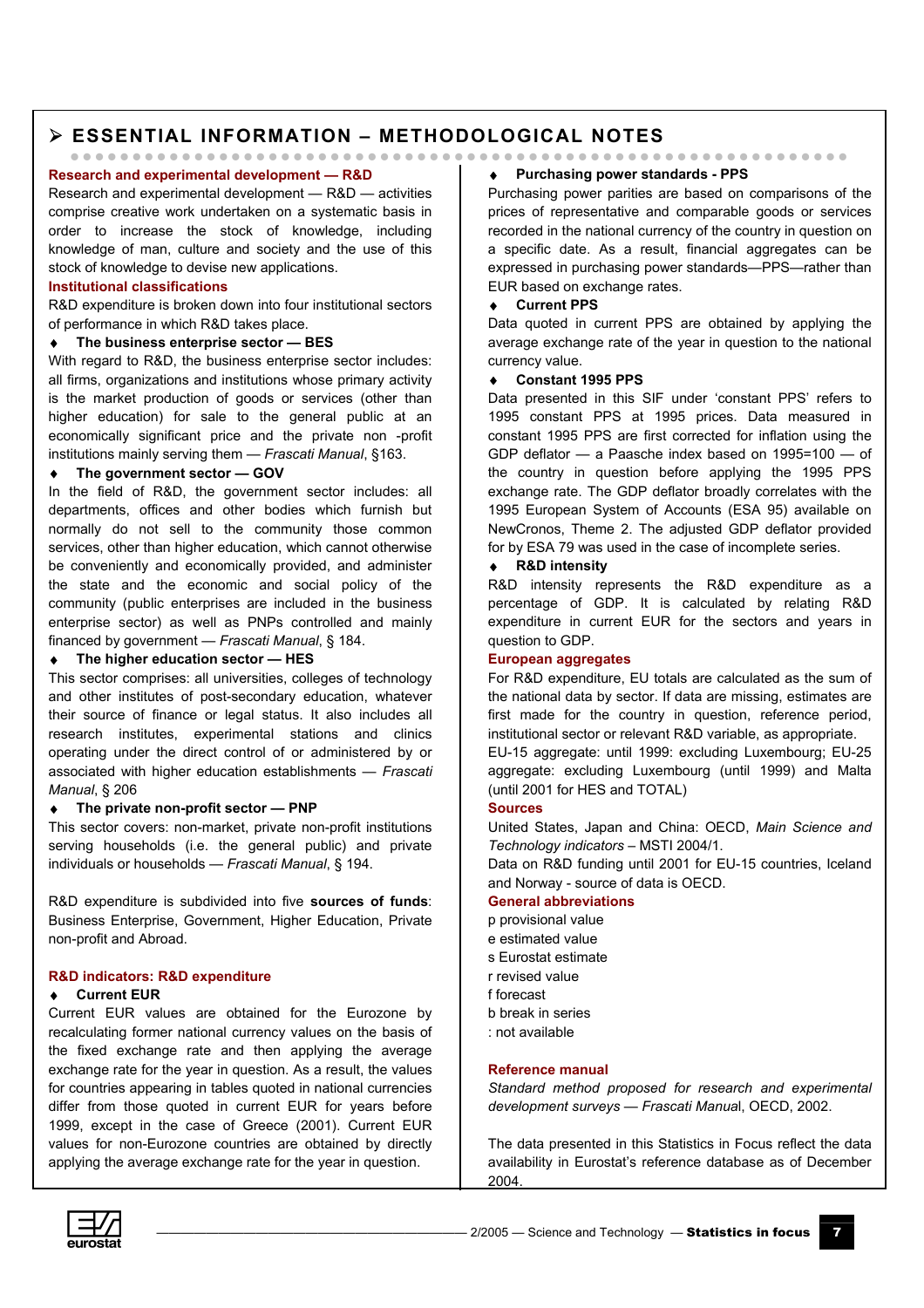# ESSENTIAL INFORMATION – METHODOLOGICAL NOTES

## Research and experimental development — R&D

Research and experimental development — R&D — activities comprise creative work undertaken on a systematic basis in order to increase the stock of knowledge, including knowledge of man, culture and society and the use of this stock of knowledge to devise new applications.

## Institutional classifications

R&D expenditure is broken down into four institutional sectors of performance in which R&D takes place.

- **The business enterprise sector — BES**

With regard to R&D, the business enterprise sector includes: all firms, organizations and institutions whose primary activity is the market production of goods or services (other than higher education) for sale to the general public at an economically significant price and the private non -profit institutions mainly serving them — *Frascati Manual*, §163.

- **The government sector — GOV**

In the field of R&D, the government sector includes: all departments, offices and other bodies which furnish but normally do not sell to the community those common services, other than higher education, which cannot otherwise be conveniently and economically provided, and administer the state and the economic and social policy of the community (public enterprises are included in the business enterprise sector) as well as PNPs controlled and mainly financed by government — *Frascati Manual*, § 184.

- **The higher education sector — HES**

This sector comprises: all universities, colleges of technology and other institutes of post-secondary education, whatever their source of finance or legal status. It also includes all research institutes, experimental stations and clinics operating under the direct control of or administered by or associated with higher education establishments — *Frascati Manual*, § 206

- **The private non-profit sector — PNP**

This sector covers: non-market, private non-profit institutions serving households (i.e. the general public) and private individuals or households — *Frascati Manual*, § 194.

R&D expenditure is subdivided into five **sources of funds**: Business Enterprise, Government, Higher Education, Private non-profit and Abroad.

## R&D indicators: R&D expenditure

- **Current EUR**

Current EUR values are obtained for the Eurozone by recalculating former national currency values on the basis of the fixed exchange rate and then applying the average exchange rate for the year in question. As a result, the values for countries appearing in tables quoted in national currencies differ from those quoted in current EUR for years before 1999, except in the case of Greece (2001). Current EUR values for non-Eurozone countries are obtained by directly applying the average exchange rate for the year in question.

- **Purchasing power standards - PPS**

Purchasing power parities are based on comparisons of the prices of representative and comparable goods or services recorded in the national currency of the country in question on a specific date. As a result, financial aggregates can be expressed in purchasing power standards—PPS—rather than EUR based on exchange rates.

- **Current PPS**

Data quoted in current PPS are obtained by applying the average exchange rate of the year in question to the national currency value.

- **Constant 1995 PPS**

Data presented in this SIF under 'constant PPS' refers to 1995 constant PPS at 1995 prices. Data measured in constant 1995 PPS are first corrected for inflation using the GDP deflator — a Paasche index based on 1995=100 — of the country in question before applying the 1995 PPS exchange rate. The GDP deflator broadly correlates with the 1995 European System of Accounts (ESA 95) available on NewCronos, Theme 2. The adjusted GDP deflator provided for by ESA 79 was used in the case of incomplete series.

- **R&D intensity**

R&D intensity represents the R&D expenditure as a percentage of GDP. It is calculated by relating R&D expenditure in current EUR for the sectors and years in question to GDP.

## European aggregates

For R&D expenditure, EU totals are calculated as the sum of the national data by sector. If data are missing, estimates are first made for the country in question, reference period, institutional sector or relevant R&D variable, as appropriate.

EU-15 aggregate: until 1999: excluding Luxembourg; EU-25 aggregate: excluding Luxembourg (until 1999) and Malta (until 2001 for HES and TOTAL)

## Sources

United States, Japan and China: OECD, *Main Science and Technology indicators* – MSTI 2004/1.

Data on R&D funding until 2001 for EU-15 countries, Iceland and Norway - source of data is OECD.

## General abbreviations

p provisional value
e estimated value
s Eurostat estimate
r revised value
f forecast
b break in series
: not available

## Reference manual

*Standard method proposed for research and experimental development surveys — Frascati Manua*l, OECD, 2002.

The data presented in this Statistics in Focus reflect the data availability in Eurostat's reference database as of December 2004.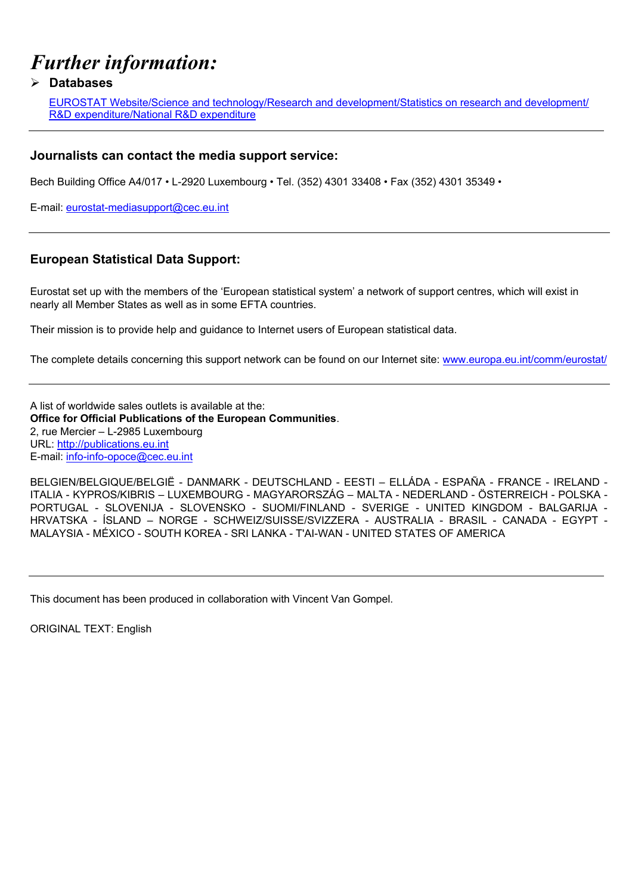# *Further information:*

- **Databases**

  EUROSTAT Website/Science and technology/Research and development/Statistics on research and development/R&D expenditure/National R&D expenditure

---

### Journalists can contact the media support service:

Bech Building Office A4/017 • L-2920 Luxembourg • Tel. (352) 4301 33408 • Fax (352) 4301 35349 •

E-mail: eurostat-mediasupport@cec.eu.int

---

### European Statistical Data Support:

Eurostat set up with the members of the 'European statistical system' a network of support centres, which will exist in nearly all Member States as well as in some EFTA countries.

Their mission is to provide help and guidance to Internet users of European statistical data.

The complete details concerning this support network can be found on our Internet site: www.europa.eu.int/comm/eurostat/

---

A list of worldwide sales outlets is available at the:
**Office for Official Publications of the European Communities**.
2, rue Mercier – L-2985 Luxembourg
URL: http://publications.eu.int
E-mail: info-info-opoce@cec.eu.int

BELGIEN/BELGIQUE/BELGIË - DANMARK - DEUTSCHLAND - EESTI – ELLÁDA - ESPAÑA - FRANCE - IRELAND - ITALIA - KYPROS/KIBRIS – LUXEMBOURG - MAGYARORSZÁG – MALTA - NEDERLAND - ÖSTERREICH - POLSKA - PORTUGAL - SLOVENIJA - SLOVENSKO - SUOMI/FINLAND - SVERIGE - UNITED KINGDOM - BALGARIJA - HRVATSKA - ÍSLAND – NORGE - SCHWEIZ/SUISSE/SVIZZERA - AUSTRALIA - BRASIL - CANADA - EGYPT - MALAYSIA - MÉXICO - SOUTH KOREA - SRI LANKA - T'AI-WAN - UNITED STATES OF AMERICA

---

This document has been produced in collaboration with Vincent Van Gompel.

ORIGINAL TEXT: English